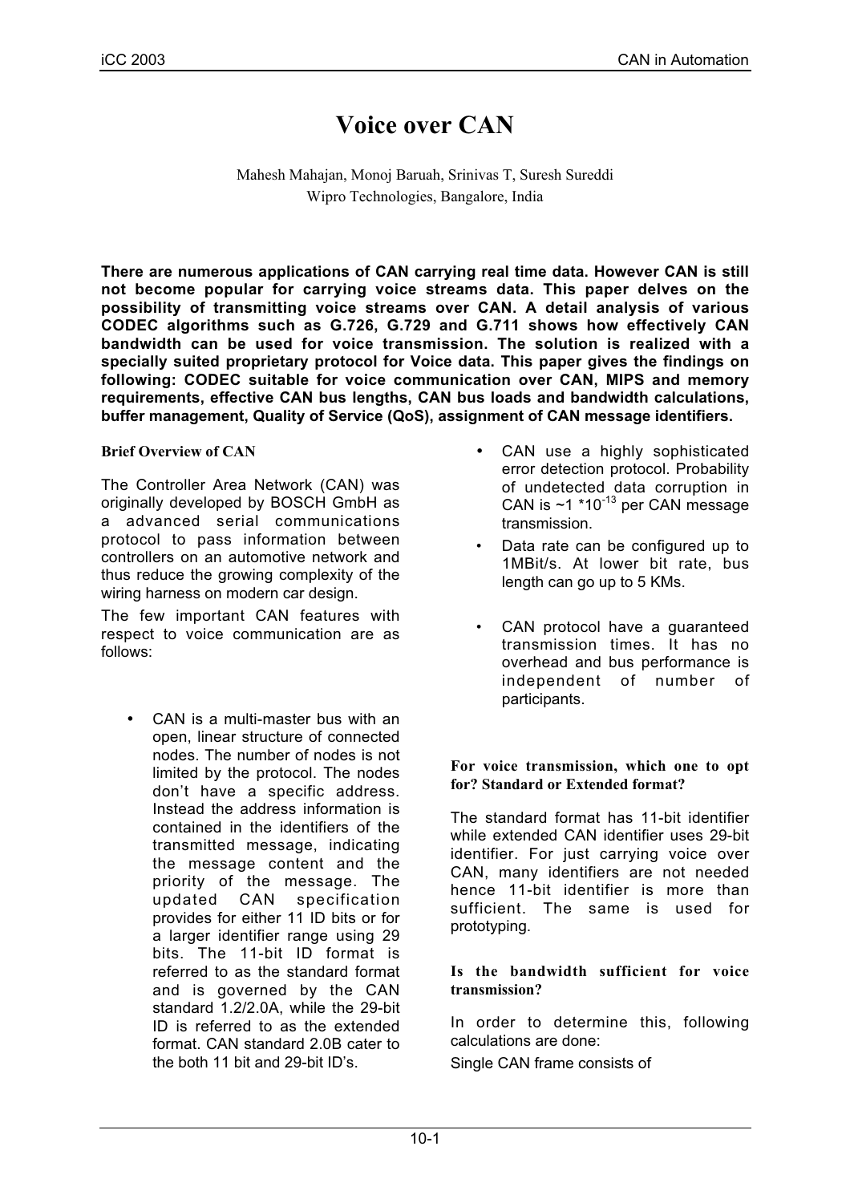# Voice over CAN

Mahesh Mahajan, Monoj Baruah, Srinivas T, Suresh Sureddi
Wipro Technologies, Bangalore, India

**There are numerous applications of CAN carrying real time data. However CAN is still not become popular for carrying voice streams data. This paper delves on the possibility of transmitting voice streams over CAN. A detail analysis of various CODEC algorithms such as G.726, G.729 and G.711 shows how effectively CAN bandwidth can be used for voice transmission. The solution is realized with a specially suited proprietary protocol for Voice data. This paper gives the findings on following: CODEC suitable for voice communication over CAN, MIPS and memory requirements, effective CAN bus lengths, CAN bus loads and bandwidth calculations, buffer management, Quality of Service (QoS), assignment of CAN message identifiers.**

### Brief Overview of CAN

The Controller Area Network (CAN) was originally developed by BOSCH GmbH as a advanced serial communications protocol to pass information between controllers on an automotive network and thus reduce the growing complexity of the wiring harness on modern car design.

The few important CAN features with respect to voice communication are as follows:

- CAN is a multi-master bus with an open, linear structure of connected nodes. The number of nodes is not limited by the protocol. The nodes don't have a specific address. Instead the address information is contained in the identifiers of the transmitted message, indicating the message content and the priority of the message. The updated CAN specification provides for either 11 ID bits or for a larger identifier range using 29 bits. The 11-bit ID format is referred to as the standard format and is governed by the CAN standard 1.2/2.0A, while the 29-bit ID is referred to as the extended format. CAN standard 2.0B cater to the both 11 bit and 29-bit ID's.
- CAN use a highly sophisticated error detection protocol. Probability of undetected data corruption in CAN is ~1 $*10^{-13}$ per CAN message transmission.
- Data rate can be configured up to 1MBit/s. At lower bit rate, bus length can go up to 5 KMs.
- CAN protocol have a guaranteed transmission times. It has no overhead and bus performance is independent of number of participants.

### For voice transmission, which one to opt for? Standard or Extended format?

The standard format has 11-bit identifier while extended CAN identifier uses 29-bit identifier. For just carrying voice over CAN, many identifiers are not needed hence 11-bit identifier is more than sufficient. The same is used for prototyping.

### Is the bandwidth sufficient for voice transmission?

In order to determine this, following calculations are done:

Single CAN frame consists of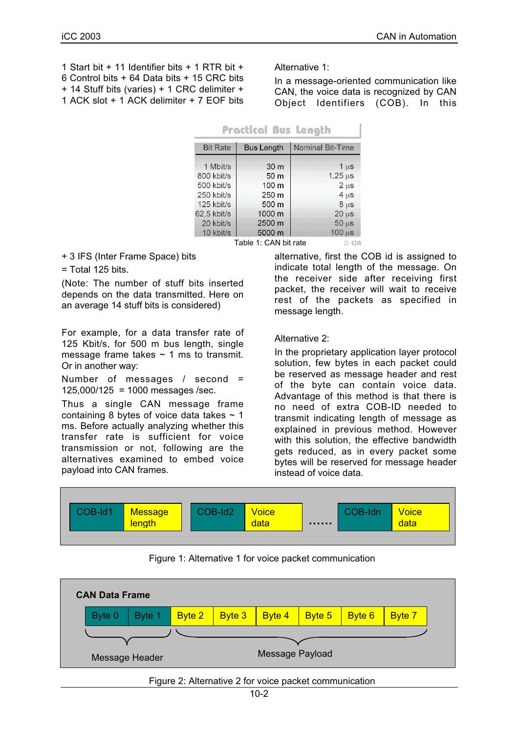1 Start bit + 11 Identifier bits + 1 RTR bit + 6 Control bits + 64 Data bits + 15 CRC bits + 14 Stuff bits (varies) + 1 CRC delimiter + 1 ACK slot + 1 ACK delimiter + 7 EOF bits

**Practical Bus Length**

| Bit Rate | Bus Length | Nominal Bit-Time |
|---|---|---|
| 1 Mbit/s | 30 m | 1 µs |
| 800 kbit/s | 50 m | 1,25 µs |
| 500 kbit/s | 100 m | 2 µs |
| 250 kbit/s | 250 m | 4 µs |
| 125 kbit/s | 500 m | 8 µs |
| 62,5 kbit/s | 1000 m | 20 µs |
| 20 kbit/s | 2500 m | 50 µs |
| 10 kbit/s | 5000 m | 100 µs |

Table 1: CAN bit rate

+ 3 IFS (Inter Frame Space) bits

= Total 125 bits.

(Note: The number of stuff bits inserted depends on the data transmitted. Here on an average 14 stuff bits is considered)

For example, for a data transfer rate of 125 Kbit/s, for 500 m bus length, single message frame takes ~ 1 ms to transmit. Or in another way:

Number of messages / second = 125,000/125 = 1000 messages /sec.

Thus a single CAN message frame containing 8 bytes of voice data takes ~ 1 ms. Before actually analyzing whether this transfer rate is sufficient for voice transmission or not, following are the alternatives examined to embed voice payload into CAN frames.

Alternative 1:

In a message-oriented communication like CAN, the voice data is recognized by CAN Object Identifiers (COB). In this alternative, first the COB id is assigned to indicate total length of the message. On the receiver side after receiving first packet, the receiver will wait to receive rest of the packets as specified in message length.

Alternative 2:

In the proprietary application layer protocol solution, few bytes in each packet could be reserved as message header and rest of the byte can contain voice data. Advantage of this method is that there is no need of extra COB-ID needed to transmit indicating length of message as explained in previous method. However with this solution, the effective bandwidth gets reduced, as in every packet some bytes will be reserved for message header instead of voice data.

| COB-Id1 | Message length | | COB-Id2 | Voice data | ...... | COB-Idn | Voice data |
|---|---|---|---|---|---|---|---|

Figure 1: Alternative 1 for voice packet communication

**CAN Data Frame**

| Byte 0 | Byte 1 | Byte 2 | Byte 3 | Byte 4 | Byte 5 | Byte 6 | Byte 7 |
|---|---|---|---|---|---|---|---|
| Message Header | | Message Payload | | | | | |

Figure 2: Alternative 2 for voice packet communication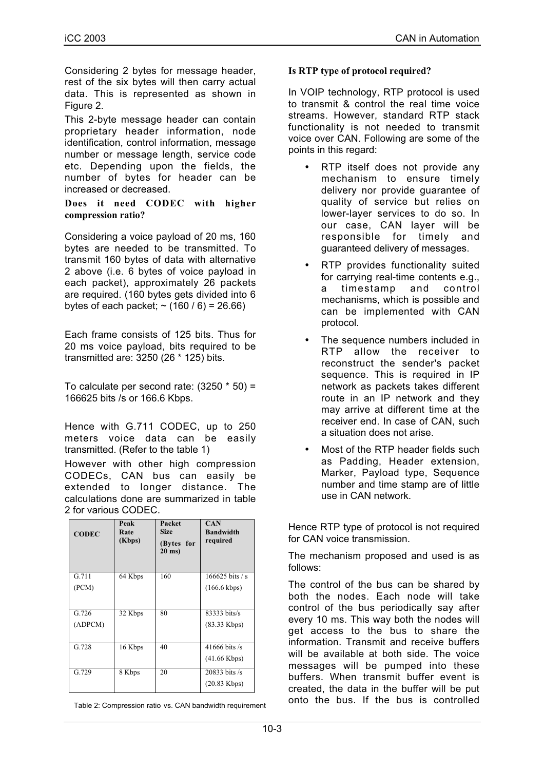Considering 2 bytes for message header, rest of the six bytes will then carry actual data. This is represented as shown in Figure 2.

This 2-byte message header can contain proprietary header information, node identification, control information, message number or message length, service code etc. Depending upon the fields, the number of bytes for header can be increased or decreased.

**Does it need CODEC with higher compression ratio?**

Considering a voice payload of 20 ms, 160 bytes are needed to be transmitted. To transmit 160 bytes of data with alternative 2 above (i.e. 6 bytes of voice payload in each packet), approximately 26 packets are required. (160 bytes gets divided into 6 bytes of each packet; ~ (160 / 6) = 26.66)

Each frame consists of 125 bits. Thus for 20 ms voice payload, bits required to be transmitted are: 3250 (26 * 125) bits.

To calculate per second rate: (3250 * 50) = 166625 bits /s or 166.6 Kbps.

Hence with G.711 CODEC, up to 250 meters voice data can be easily transmitted. (Refer to the table 1)

However with other high compression CODECs, CAN bus can easily be extended to longer distance. The calculations done are summarized in table 2 for various CODEC.

| CODEC | Peak Rate (Kbps) | Packet Size (Bytes for 20 ms) | CAN Bandwidth required |
|---|---|---|---|
| G.711 (PCM) | 64 Kbps | 160 | 166625 bits / s (166.6 kbps) |
| G.726 (ADPCM) | 32 Kbps | 80 | 83333 bits/s (83.33 Kbps) |
| G.728 | 16 Kbps | 40 | 41666 bits /s (41.66 Kbps) |
| G.729 | 8 Kbps | 20 | 20833 bits /s (20.83 Kbps) |

Table 2: Compression ratio vs. CAN bandwidth requirement

**Is RTP type of protocol required?**

In VOIP technology, RTP protocol is used to transmit & control the real time voice streams. However, standard RTP stack functionality is not needed to transmit voice over CAN. Following are some of the points in this regard:

- RTP itself does not provide any mechanism to ensure timely delivery nor provide guarantee of quality of service but relies on lower-layer services to do so. In our case, CAN layer will be responsible for timely and guaranteed delivery of messages.
- RTP provides functionality suited for carrying real-time contents e.g., a timestamp and control mechanisms, which is possible and can be implemented with CAN protocol.
- The sequence numbers included in RTP allow the receiver to reconstruct the sender's packet sequence. This is required in IP network as packets takes different route in an IP network and they may arrive at different time at the receiver end. In case of CAN, such a situation does not arise.
- Most of the RTP header fields such as Padding, Header extension, Marker, Payload type, Sequence number and time stamp are of little use in CAN network.

Hence RTP type of protocol is not required for CAN voice transmission.

The mechanism proposed and used is as follows:

The control of the bus can be shared by both the nodes. Each node will take control of the bus periodically say after every 10 ms. This way both the nodes will get access to the bus to share the information. Transmit and receive buffers will be available at both side. The voice messages will be pumped into these buffers. When transmit buffer event is created, the data in the buffer will be put onto the bus. If the bus is controlled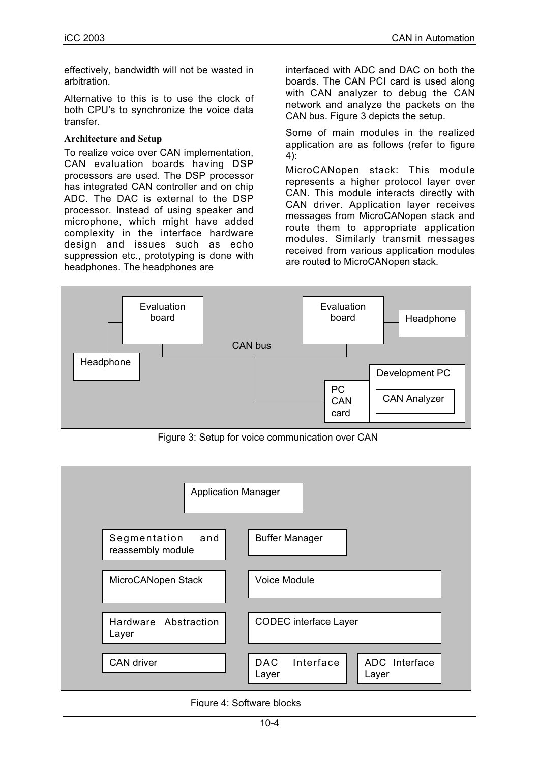effectively, bandwidth will not be wasted in arbitration.

Alternative to this is to use the clock of both CPU's to synchronize the voice data transfer.

### Architecture and Setup

To realize voice over CAN implementation, CAN evaluation boards having DSP processors are used. The DSP processor has integrated CAN controller and on chip ADC. The DAC is external to the DSP processor. Instead of using speaker and microphone, which might have added complexity in the interface hardware design and issues such as echo suppression etc., prototyping is done with headphones. The headphones are interfaced with ADC and DAC on both the boards. The CAN PCI card is used along with CAN analyzer to debug the CAN network and analyze the packets on the CAN bus. Figure 3 depicts the setup.

Some of main modules in the realized application are as follows (refer to figure 4):

MicroCANopen stack: This module represents a higher protocol layer over CAN. This module interacts directly with CAN driver. Application layer receives messages from MicroCANopen stack and route them to appropriate application modules. Similarly transmit messages received from various application modules are routed to MicroCANopen stack.

Evaluation board | Evaluation board | Headphone | CAN bus | Headphone | Development PC | PC CAN card | CAN Analyzer

Figure 3: Setup for voice communication over CAN

Application Manager | Segmentation and reassembly module | Buffer Manager | MicroCANopen Stack | Voice Module | Hardware Abstraction Layer | CODEC interface Layer | CAN driver | DAC Interface Layer | ADC Interface Layer

Figure 4: Software blocks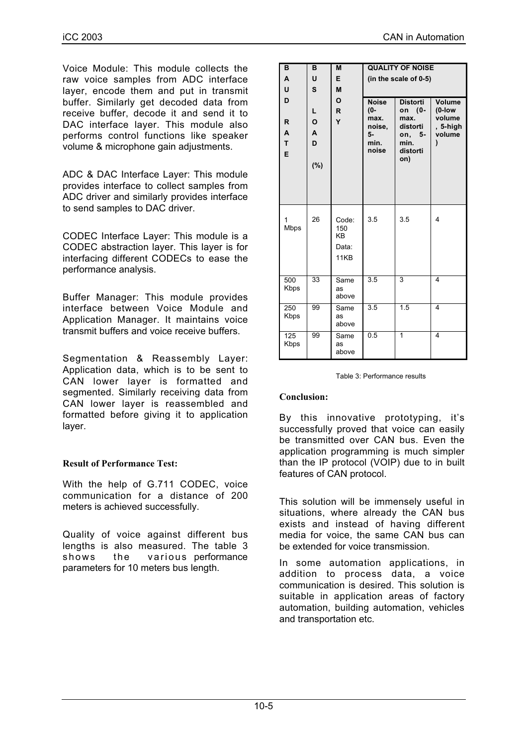Voice Module: This module collects the raw voice samples from ADC interface layer, encode them and put in transmit buffer. Similarly get decoded data from receive buffer, decode it and send it to DAC interface layer. This module also performs control functions like speaker volume & microphone gain adjustments.

ADC & DAC Interface Layer: This module provides interface to collect samples from ADC driver and similarly provides interface to send samples to DAC driver.

CODEC Interface Layer: This module is a CODEC abstraction layer. This layer is for interfacing different CODECs to ease the performance analysis.

Buffer Manager: This module provides interface between Voice Module and Application Manager. It maintains voice transmit buffers and voice receive buffers.

Segmentation & Reassembly Layer: Application data, which is to be sent to CAN lower layer is formatted and segmented. Similarly receiving data from CAN lower layer is reassembled and formatted before giving it to application layer.

**Result of Performance Test:**

With the help of G.711 CODEC, voice communication for a distance of 200 meters is achieved successfully.

Quality of voice against different bus lengths is also measured. The table 3 shows the various performance parameters for 10 meters bus length.

| **BAUD RATE** | **BUS LOAD (%)** | **MEMORY** | **QUALITY OF NOISE (in the scale of 0-5)** | | |
|---|---|---|---|---|---|
| | | | **Noise (0-max. noise, 5-min. noise** | **Distortion (0-max. distortion, 5-min. distortion)** | **Volume (0-low volume, 5-high volume)** |
| 1 Mbps | 26 | Code: 150 KB Data: 11KB | 3.5 | 3.5 | 4 |
| 500 Kbps | 33 | Same as above | 3.5 | 3 | 4 |
| 250 Kbps | 99 | Same as above | 3.5 | 1.5 | 4 |
| 125 Kbps | 99 | Same as above | 0.5 | 1 | 4 |

Table 3: Performance results

**Conclusion:**

By this innovative prototyping, it's successfully proved that voice can easily be transmitted over CAN bus. Even the application programming is much simpler than the IP protocol (VOIP) due to in built features of CAN protocol.

This solution will be immensely useful in situations, where already the CAN bus exists and instead of having different media for voice, the same CAN bus can be extended for voice transmission.

In some automation applications, in addition to process data, a voice communication is desired. This solution is suitable in application areas of factory automation, building automation, vehicles and transportation etc.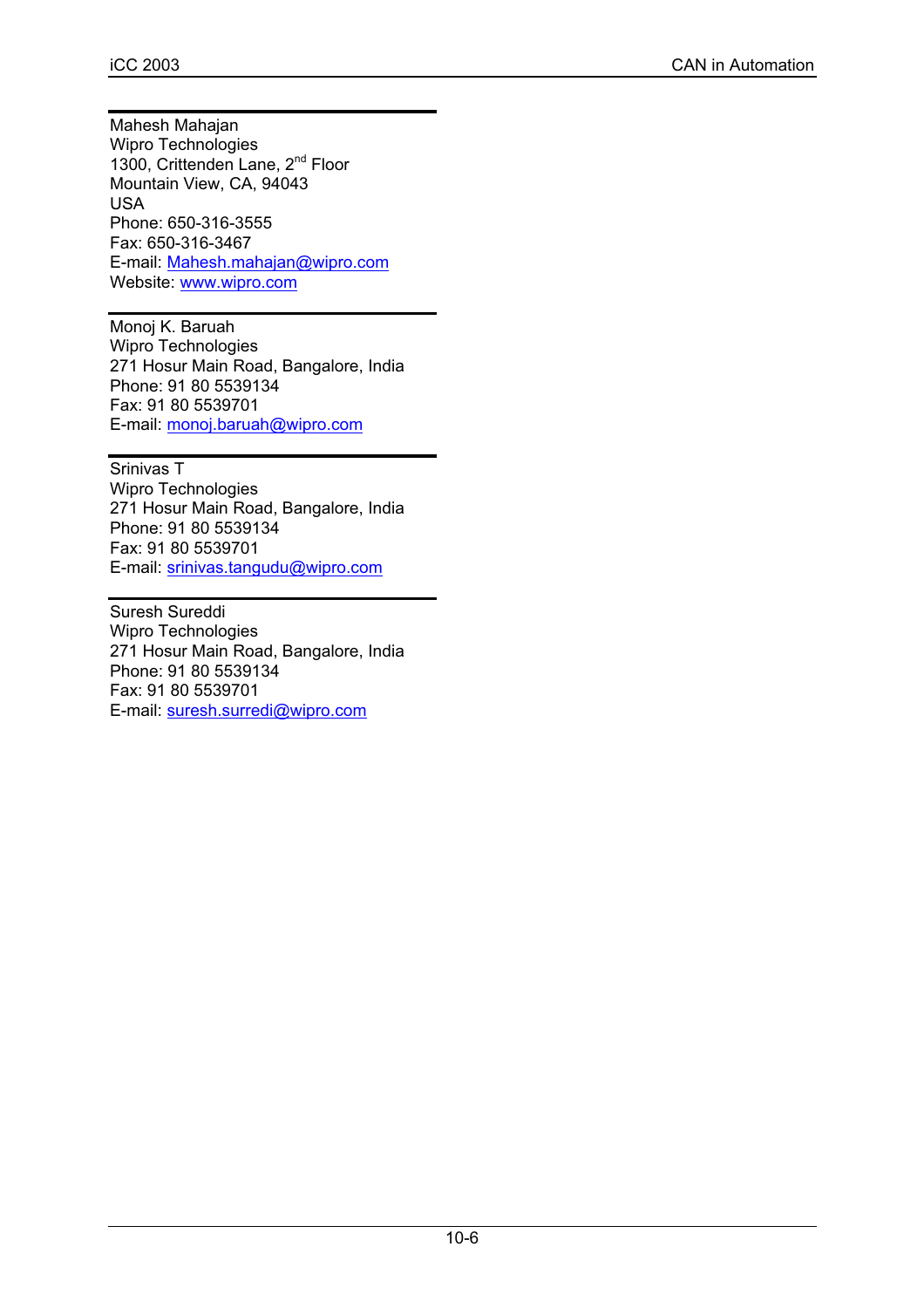Mahesh Mahajan  
Wipro Technologies  
1300, Crittenden Lane, 2nd Floor  
Mountain View, CA, 94043  
USA  
Phone: 650-316-3555  
Fax: 650-316-3467  
E-mail: Mahesh.mahajan@wipro.com  
Website: www.wipro.com

---

Monoj K. Baruah  
Wipro Technologies  
271 Hosur Main Road, Bangalore, India  
Phone: 91 80 5539134  
Fax: 91 80 5539701  
E-mail: monoj.baruah@wipro.com

---

Srinivas T  
Wipro Technologies  
271 Hosur Main Road, Bangalore, India  
Phone: 91 80 5539134  
Fax: 91 80 5539701  
E-mail: srinivas.tangudu@wipro.com

---

Suresh Sureddi  
Wipro Technologies  
271 Hosur Main Road, Bangalore, India  
Phone: 91 80 5539134  
Fax: 91 80 5539701  
E-mail: suresh.surredi@wipro.com